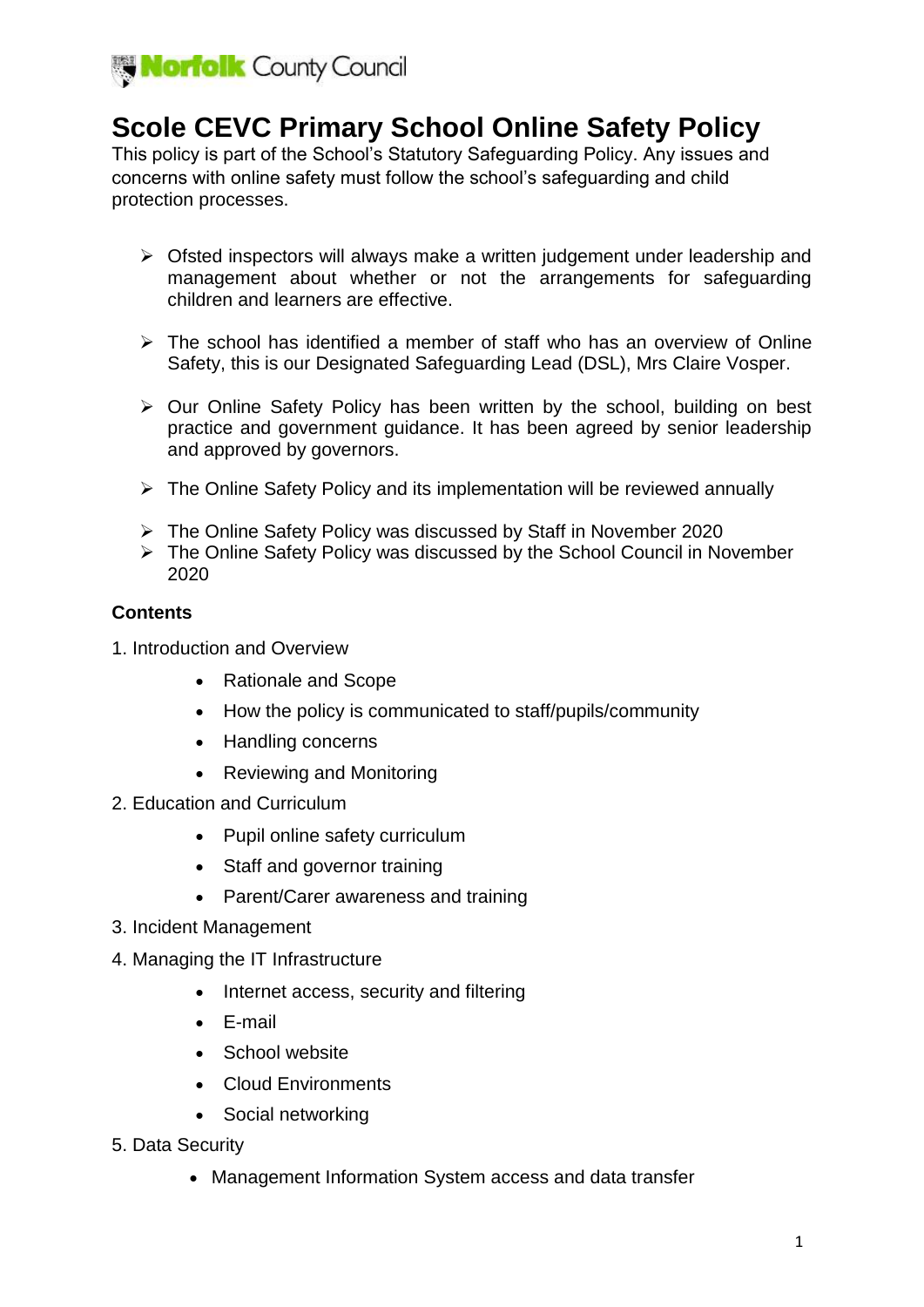# Scole CEVC Primary School Online Safety Policy

This policy is part of the School's Statutory Safeguarding Policy. Any issues and concerns with online safety must follow the school's safeguarding and child protection processes.

- Ofsted inspectors will always make a written judgement under leadership and management about whether or not the arrangements for safeguarding children and learners are effective.
- The school has identified a member of staff who has an overview of Online Safety, this is our Designated Safeguarding Lead (DSL), Mrs Claire Vosper.
- Our Online Safety Policy has been written by the school, building on best practice and government guidance. It has been agreed by senior leadership and approved by governors.
- The Online Safety Policy and its implementation will be reviewed annually
- The Online Safety Policy was discussed by Staff in November 2020
- The Online Safety Policy was discussed by the School Council in November 2020

**Contents**

1. Introduction and Overview
    - Rationale and Scope
    - How the policy is communicated to staff/pupils/community
    - Handling concerns
    - Reviewing and Monitoring
2. Education and Curriculum
    - Pupil online safety curriculum
    - Staff and governor training
    - Parent/Carer awareness and training
3. Incident Management
4. Managing the IT Infrastructure
    - Internet access, security and filtering
    - E-mail
    - School website
    - Cloud Environments
    - Social networking
5. Data Security
    - Management Information System access and data transfer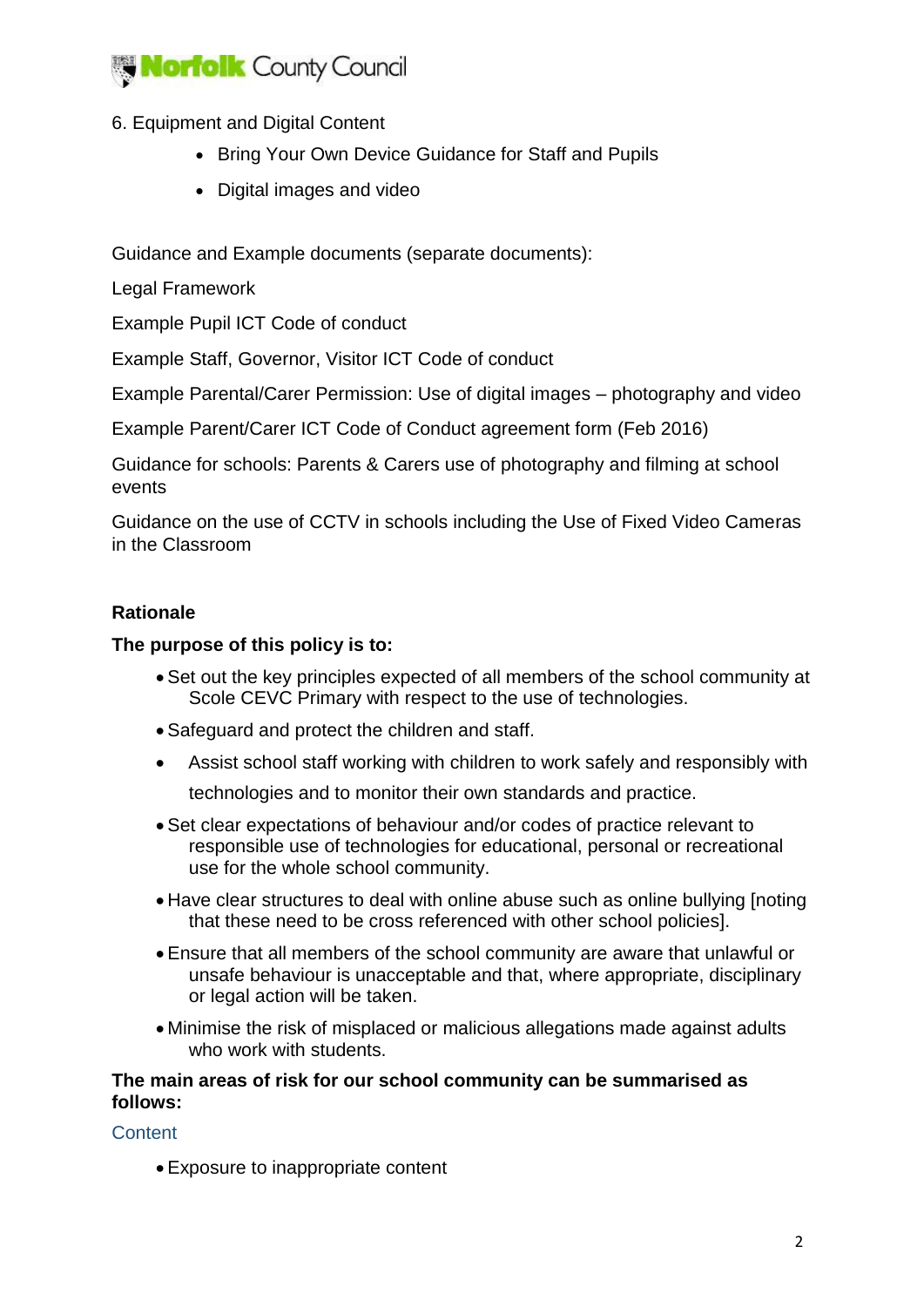6. Equipment and Digital Content

- Bring Your Own Device Guidance for Staff and Pupils
- Digital images and video

Guidance and Example documents (separate documents):

Legal Framework

Example Pupil ICT Code of conduct

Example Staff, Governor, Visitor ICT Code of conduct

Example Parental/Carer Permission: Use of digital images – photography and video

Example Parent/Carer ICT Code of Conduct agreement form (Feb 2016)

Guidance for schools: Parents & Carers use of photography and filming at school events

Guidance on the use of CCTV in schools including the Use of Fixed Video Cameras in the Classroom

**Rationale**

**The purpose of this policy is to:**

- Set out the key principles expected of all members of the school community at Scole CEVC Primary with respect to the use of technologies.
- Safeguard and protect the children and staff.
- Assist school staff working with children to work safely and responsibly with technologies and to monitor their own standards and practice.
- Set clear expectations of behaviour and/or codes of practice relevant to responsible use of technologies for educational, personal or recreational use for the whole school community.
- Have clear structures to deal with online abuse such as online bullying [noting that these need to be cross referenced with other school policies].
- Ensure that all members of the school community are aware that unlawful or unsafe behaviour is unacceptable and that, where appropriate, disciplinary or legal action will be taken.
- Minimise the risk of misplaced or malicious allegations made against adults who work with students.

**The main areas of risk for our school community can be summarised as follows:**

Content

- Exposure to inappropriate content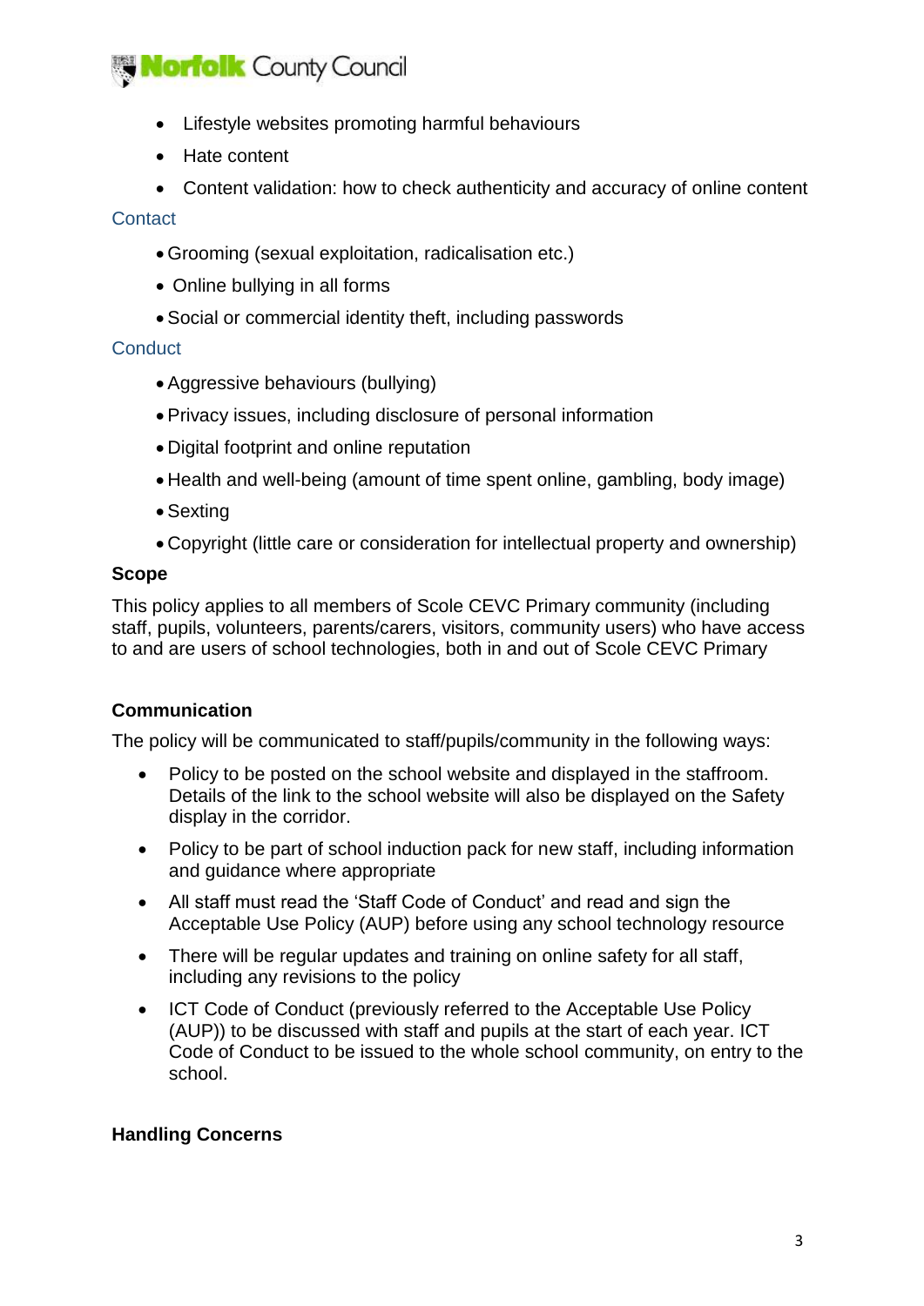- Lifestyle websites promoting harmful behaviours
- Hate content
- Content validation: how to check authenticity and accuracy of online content

### Contact

- Grooming (sexual exploitation, radicalisation etc.)
- Online bullying in all forms
- Social or commercial identity theft, including passwords

### Conduct

- Aggressive behaviours (bullying)
- Privacy issues, including disclosure of personal information
- Digital footprint and online reputation
- Health and well-being (amount of time spent online, gambling, body image)
- Sexting
- Copyright (little care or consideration for intellectual property and ownership)

## Scope

This policy applies to all members of Scole CEVC Primary community (including staff, pupils, volunteers, parents/carers, visitors, community users) who have access to and are users of school technologies, both in and out of Scole CEVC Primary

## Communication

The policy will be communicated to staff/pupils/community in the following ways:

- Policy to be posted on the school website and displayed in the staffroom. Details of the link to the school website will also be displayed on the Safety display in the corridor.
- Policy to be part of school induction pack for new staff, including information and guidance where appropriate
- All staff must read the 'Staff Code of Conduct' and read and sign the Acceptable Use Policy (AUP) before using any school technology resource
- There will be regular updates and training on online safety for all staff, including any revisions to the policy
- ICT Code of Conduct (previously referred to the Acceptable Use Policy (AUP)) to be discussed with staff and pupils at the start of each year. ICT Code of Conduct to be issued to the whole school community, on entry to the school.

## Handling Concerns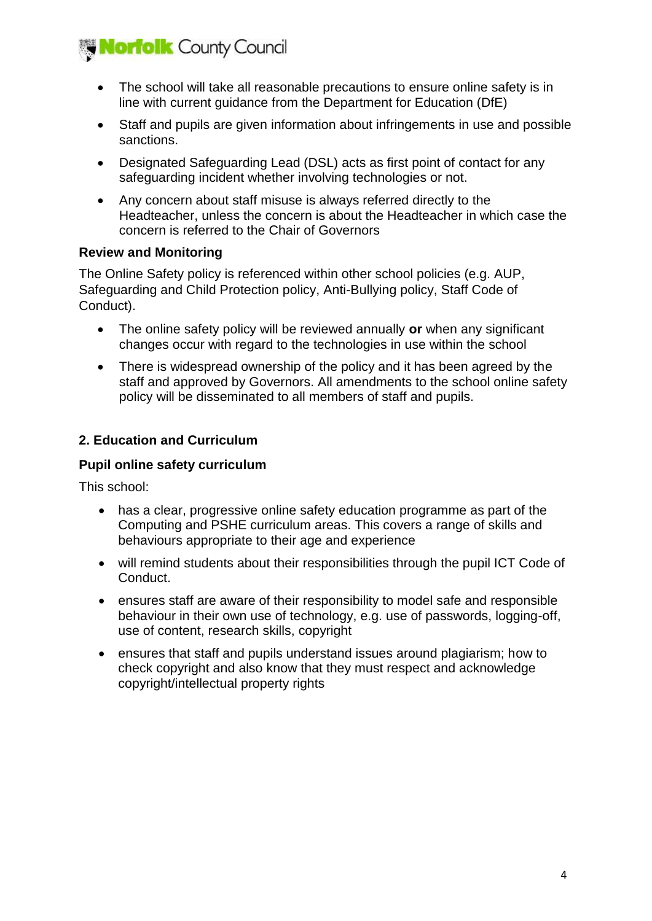- The school will take all reasonable precautions to ensure online safety is in line with current guidance from the Department for Education (DfE)
- Staff and pupils are given information about infringements in use and possible sanctions.
- Designated Safeguarding Lead (DSL) acts as first point of contact for any safeguarding incident whether involving technologies or not.
- Any concern about staff misuse is always referred directly to the Headteacher, unless the concern is about the Headteacher in which case the concern is referred to the Chair of Governors

### Review and Monitoring

The Online Safety policy is referenced within other school policies (e.g. AUP, Safeguarding and Child Protection policy, Anti-Bullying policy, Staff Code of Conduct).

- The online safety policy will be reviewed annually **or** when any significant changes occur with regard to the technologies in use within the school
- There is widespread ownership of the policy and it has been agreed by the staff and approved by Governors. All amendments to the school online safety policy will be disseminated to all members of staff and pupils.

## 2. Education and Curriculum

### Pupil online safety curriculum

This school:

- has a clear, progressive online safety education programme as part of the Computing and PSHE curriculum areas. This covers a range of skills and behaviours appropriate to their age and experience
- will remind students about their responsibilities through the pupil ICT Code of Conduct.
- ensures staff are aware of their responsibility to model safe and responsible behaviour in their own use of technology, e.g. use of passwords, logging-off, use of content, research skills, copyright
- ensures that staff and pupils understand issues around plagiarism; how to check copyright and also know that they must respect and acknowledge copyright/intellectual property rights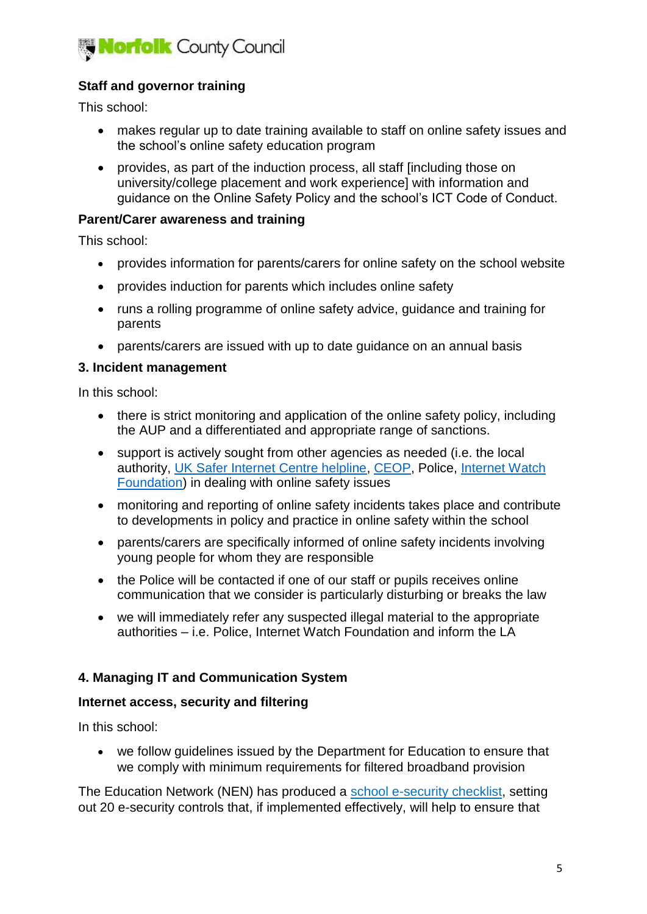**Staff and governor training**

This school:

- makes regular up to date training available to staff on online safety issues and the school's online safety education program
- provides, as part of the induction process, all staff [including those on university/college placement and work experience] with information and guidance on the Online Safety Policy and the school's ICT Code of Conduct.

**Parent/Carer awareness and training**

This school:

- provides information for parents/carers for online safety on the school website
- provides induction for parents which includes online safety
- runs a rolling programme of online safety advice, guidance and training for parents
- parents/carers are issued with up to date guidance on an annual basis

**3. Incident management**

In this school:

- there is strict monitoring and application of the online safety policy, including the AUP and a differentiated and appropriate range of sanctions.
- support is actively sought from other agencies as needed (i.e. the local authority, UK Safer Internet Centre helpline, CEOP, Police, Internet Watch Foundation) in dealing with online safety issues
- monitoring and reporting of online safety incidents takes place and contribute to developments in policy and practice in online safety within the school
- parents/carers are specifically informed of online safety incidents involving young people for whom they are responsible
- the Police will be contacted if one of our staff or pupils receives online communication that we consider is particularly disturbing or breaks the law
- we will immediately refer any suspected illegal material to the appropriate authorities – i.e. Police, Internet Watch Foundation and inform the LA

**4. Managing IT and Communication System**

**Internet access, security and filtering**

In this school:

- we follow guidelines issued by the Department for Education to ensure that we comply with minimum requirements for filtered broadband provision

The Education Network (NEN) has produced a school e-security checklist, setting out 20 e-security controls that, if implemented effectively, will help to ensure that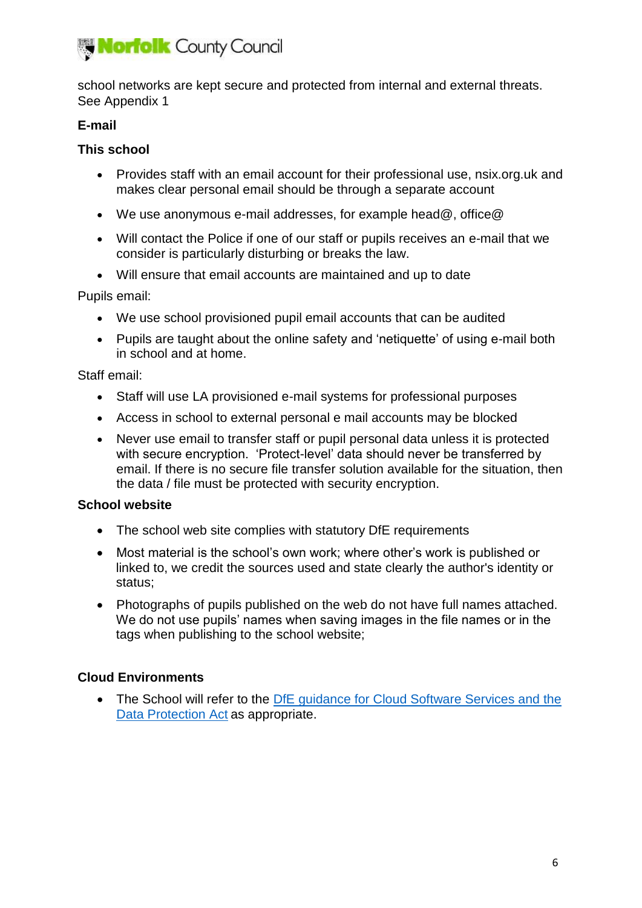school networks are kept secure and protected from internal and external threats. See Appendix 1

### E-mail

#### This school

- Provides staff with an email account for their professional use, nsix.org.uk and makes clear personal email should be through a separate account
- We use anonymous e-mail addresses, for example head@, office@
- Will contact the Police if one of our staff or pupils receives an e-mail that we consider is particularly disturbing or breaks the law.
- Will ensure that email accounts are maintained and up to date

Pupils email:

- We use school provisioned pupil email accounts that can be audited
- Pupils are taught about the online safety and 'netiquette' of using e-mail both in school and at home.

Staff email:

- Staff will use LA provisioned e-mail systems for professional purposes
- Access in school to external personal e mail accounts may be blocked
- Never use email to transfer staff or pupil personal data unless it is protected with secure encryption. 'Protect-level' data should never be transferred by email. If there is no secure file transfer solution available for the situation, then the data / file must be protected with security encryption.

### School website

- The school web site complies with statutory DfE requirements
- Most material is the school's own work; where other's work is published or linked to, we credit the sources used and state clearly the author's identity or status;
- Photographs of pupils published on the web do not have full names attached. We do not use pupils' names when saving images in the file names or in the tags when publishing to the school website;

### Cloud Environments

- The School will refer to the DfE guidance for Cloud Software Services and the Data Protection Act as appropriate.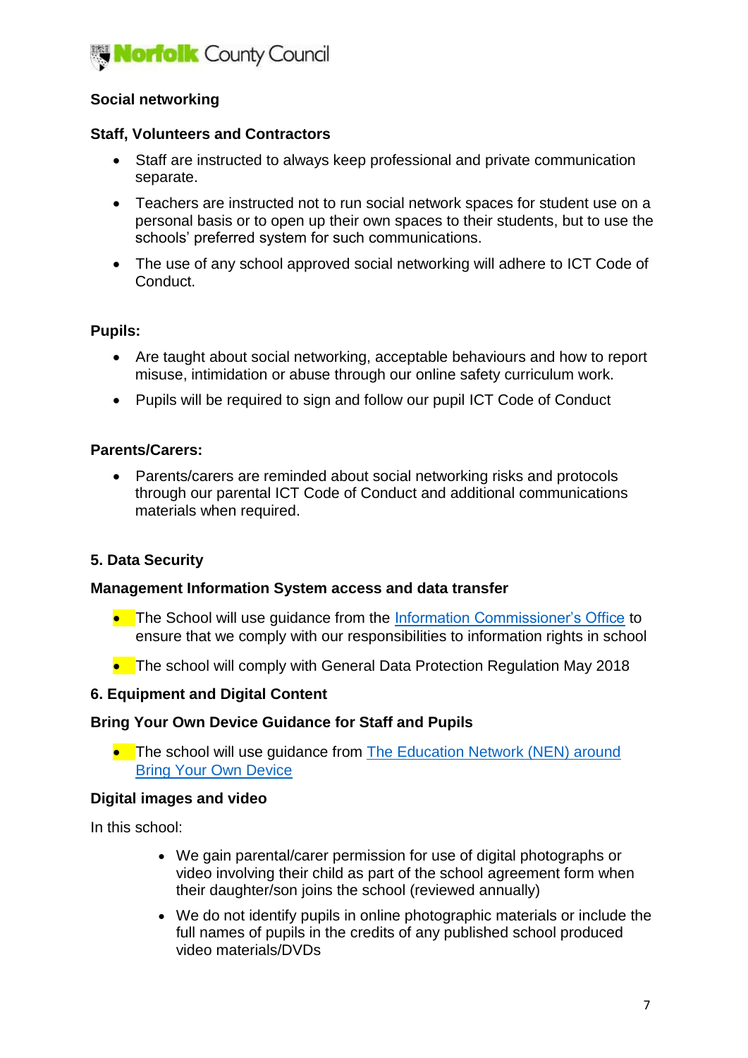**Social networking**

**Staff, Volunteers and Contractors**

- Staff are instructed to always keep professional and private communication separate.
- Teachers are instructed not to run social network spaces for student use on a personal basis or to open up their own spaces to their students, but to use the schools' preferred system for such communications.
- The use of any school approved social networking will adhere to ICT Code of Conduct.

**Pupils:**

- Are taught about social networking, acceptable behaviours and how to report misuse, intimidation or abuse through our online safety curriculum work.
- Pupils will be required to sign and follow our pupil ICT Code of Conduct

**Parents/Carers:**

- Parents/carers are reminded about social networking risks and protocols through our parental ICT Code of Conduct and additional communications materials when required.

**5. Data Security**

**Management Information System access and data transfer**

- The School will use guidance from the Information Commissioner's Office to ensure that we comply with our responsibilities to information rights in school
- The school will comply with General Data Protection Regulation May 2018

**6. Equipment and Digital Content**

**Bring Your Own Device Guidance for Staff and Pupils**

- The school will use guidance from The Education Network (NEN) around Bring Your Own Device

**Digital images and video**

In this school:

- We gain parental/carer permission for use of digital photographs or video involving their child as part of the school agreement form when their daughter/son joins the school (reviewed annually)
- We do not identify pupils in online photographic materials or include the full names of pupils in the credits of any published school produced video materials/DVDs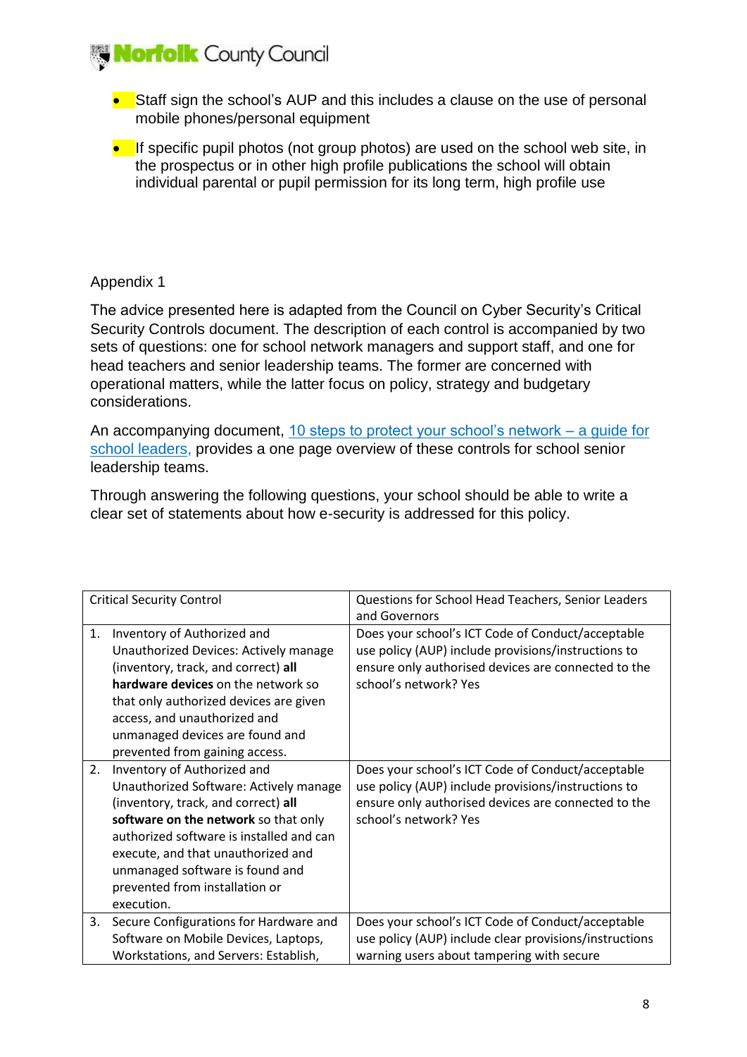- Staff sign the school's AUP and this includes a clause on the use of personal mobile phones/personal equipment
- If specific pupil photos (not group photos) are used on the school web site, in the prospectus or in other high profile publications the school will obtain individual parental or pupil permission for its long term, high profile use

Appendix 1

The advice presented here is adapted from the Council on Cyber Security's Critical Security Controls document. The description of each control is accompanied by two sets of questions: one for school network managers and support staff, and one for head teachers and senior leadership teams. The former are concerned with operational matters, while the latter focus on policy, strategy and budgetary considerations.

An accompanying document, 10 steps to protect your school's network – a guide for school leaders, provides a one page overview of these controls for school senior leadership teams.

Through answering the following questions, your school should be able to write a clear set of statements about how e-security is addressed for this policy.

| Critical Security Control | Questions for School Head Teachers, Senior Leaders and Governors |
|---|---|
| 1. Inventory of Authorized and Unauthorized Devices: Actively manage (inventory, track, and correct) **all hardware devices** on the network so that only authorized devices are given access, and unauthorized and unmanaged devices are found and prevented from gaining access. | Does your school's ICT Code of Conduct/acceptable use policy (AUP) include provisions/instructions to ensure only authorised devices are connected to the school's network? Yes |
| 2. Inventory of Authorized and Unauthorized Software: Actively manage (inventory, track, and correct) **all software on the network** so that only authorized software is installed and can execute, and that unauthorized and unmanaged software is found and prevented from installation or execution. | Does your school's ICT Code of Conduct/acceptable use policy (AUP) include provisions/instructions to ensure only authorised devices are connected to the school's network? Yes |
| 3. Secure Configurations for Hardware and Software on Mobile Devices, Laptops, Workstations, and Servers: Establish, | Does your school's ICT Code of Conduct/acceptable use policy (AUP) include clear provisions/instructions warning users about tampering with secure |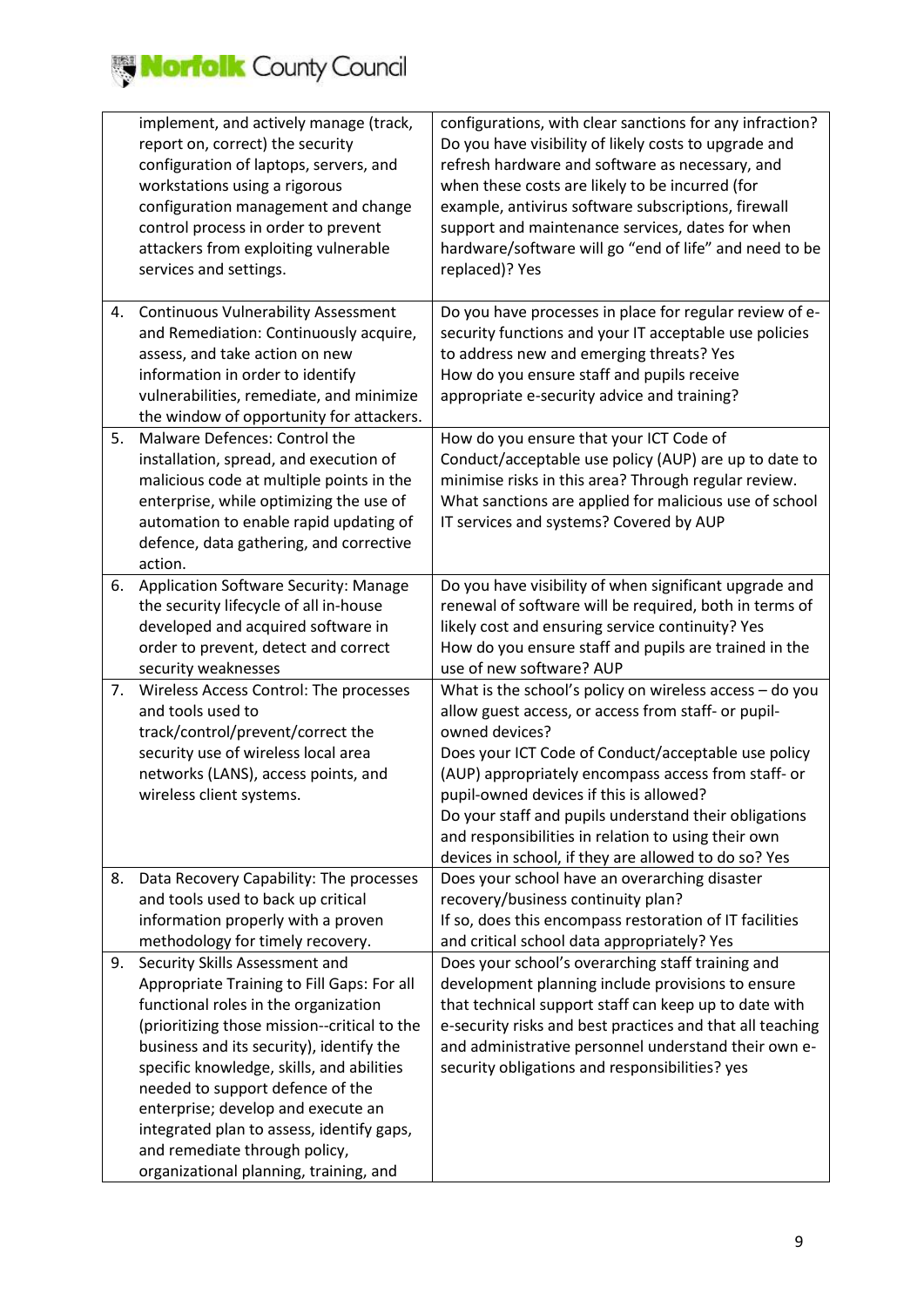| | |
|---|---|
| implement, and actively manage (track, report on, correct) the security configuration of laptops, servers, and workstations using a rigorous configuration management and change control process in order to prevent attackers from exploiting vulnerable services and settings. | configurations, with clear sanctions for any infraction? Do you have visibility of likely costs to upgrade and refresh hardware and software as necessary, and when these costs are likely to be incurred (for example, antivirus software subscriptions, firewall support and maintenance services, dates for when hardware/software will go "end of life" and need to be replaced)? Yes |
| 4. Continuous Vulnerability Assessment and Remediation: Continuously acquire, assess, and take action on new information in order to identify vulnerabilities, remediate, and minimize the window of opportunity for attackers. | Do you have processes in place for regular review of e-security functions and your IT acceptable use policies to address new and emerging threats? Yes<br>How do you ensure staff and pupils receive appropriate e-security advice and training? |
| 5. Malware Defences: Control the installation, spread, and execution of malicious code at multiple points in the enterprise, while optimizing the use of automation to enable rapid updating of defence, data gathering, and corrective action. | How do you ensure that your ICT Code of Conduct/acceptable use policy (AUP) are up to date to minimise risks in this area? Through regular review.<br>What sanctions are applied for malicious use of school IT services and systems? Covered by AUP |
| 6. Application Software Security: Manage the security lifecycle of all in-house developed and acquired software in order to prevent, detect and correct security weaknesses | Do you have visibility of when significant upgrade and renewal of software will be required, both in terms of likely cost and ensuring service continuity? Yes<br>How do you ensure staff and pupils are trained in the use of new software? AUP |
| 7. Wireless Access Control: The processes and tools used to track/control/prevent/correct the security use of wireless local area networks (LANS), access points, and wireless client systems. | What is the school's policy on wireless access – do you allow guest access, or access from staff- or pupil-owned devices?<br>Does your ICT Code of Conduct/acceptable use policy (AUP) appropriately encompass access from staff- or pupil-owned devices if this is allowed?<br>Do your staff and pupils understand their obligations and responsibilities in relation to using their own devices in school, if they are allowed to do so? Yes |
| 8. Data Recovery Capability: The processes and tools used to back up critical information properly with a proven methodology for timely recovery. | Does your school have an overarching disaster recovery/business continuity plan?<br>If so, does this encompass restoration of IT facilities and critical school data appropriately? Yes |
| 9. Security Skills Assessment and Appropriate Training to Fill Gaps: For all functional roles in the organization (prioritizing those mission--critical to the business and its security), identify the specific knowledge, skills, and abilities needed to support defence of the enterprise; develop and execute an integrated plan to assess, identify gaps, and remediate through policy, organizational planning, training, and | Does your school's overarching staff training and development planning include provisions to ensure that technical support staff can keep up to date with e-security risks and best practices and that all teaching and administrative personnel understand their own e-security obligations and responsibilities? yes |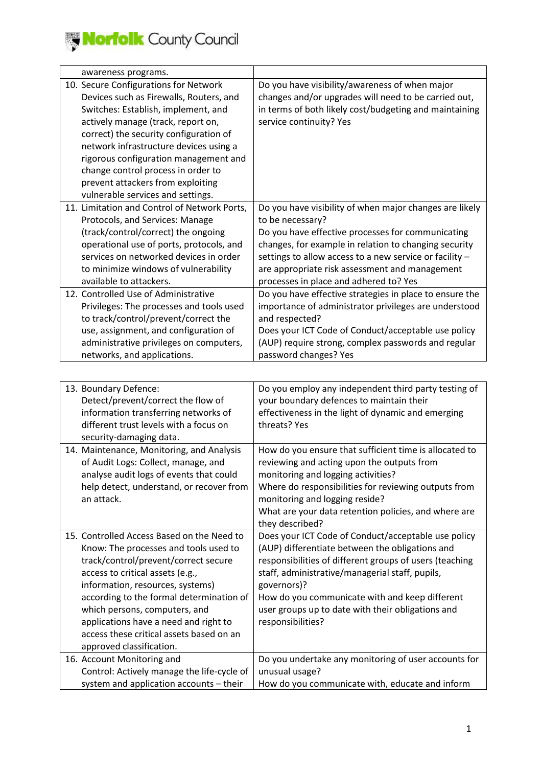| | |
|---|---|
| awareness programs. | |
| 10. Secure Configurations for Network Devices such as Firewalls, Routers, and Switches: Establish, implement, and actively manage (track, report on, correct) the security configuration of network infrastructure devices using a rigorous configuration management and change control process in order to prevent attackers from exploiting vulnerable services and settings. | Do you have visibility/awareness of when major changes and/or upgrades will need to be carried out, in terms of both likely cost/budgeting and maintaining service continuity? Yes |
| 11. Limitation and Control of Network Ports, Protocols, and Services: Manage (track/control/correct) the ongoing operational use of ports, protocols, and services on networked devices in order to minimize windows of vulnerability available to attackers. | Do you have visibility of when major changes are likely to be necessary?<br>Do you have effective processes for communicating changes, for example in relation to changing security settings to allow access to a new service or facility – are appropriate risk assessment and management processes in place and adhered to? Yes |
| 12. Controlled Use of Administrative Privileges: The processes and tools used to track/control/prevent/correct the use, assignment, and configuration of administrative privileges on computers, networks, and applications. | Do you have effective strategies in place to ensure the importance of administrator privileges are understood and respected?<br>Does your ICT Code of Conduct/acceptable use policy (AUP) require strong, complex passwords and regular password changes? Yes |

| | |
|---|---|
| 13. Boundary Defence: Detect/prevent/correct the flow of information transferring networks of different trust levels with a focus on security-damaging data. | Do you employ any independent third party testing of your boundary defences to maintain their effectiveness in the light of dynamic and emerging threats? Yes |
| 14. Maintenance, Monitoring, and Analysis of Audit Logs: Collect, manage, and analyse audit logs of events that could help detect, understand, or recover from an attack. | How do you ensure that sufficient time is allocated to reviewing and acting upon the outputs from monitoring and logging activities?<br>Where do responsibilities for reviewing outputs from monitoring and logging reside?<br>What are your data retention policies, and where are they described? |
| 15. Controlled Access Based on the Need to Know: The processes and tools used to track/control/prevent/correct secure access to critical assets (e.g., information, resources, systems) according to the formal determination of which persons, computers, and applications have a need and right to access these critical assets based on an approved classification. | Does your ICT Code of Conduct/acceptable use policy (AUP) differentiate between the obligations and responsibilities of different groups of users (teaching staff, administrative/managerial staff, pupils, governors)?<br>How do you communicate with and keep different user groups up to date with their obligations and responsibilities? |
| 16. Account Monitoring and Control: Actively manage the life-cycle of system and application accounts – their | Do you undertake any monitoring of user accounts for unusual usage?<br>How do you communicate with, educate and inform |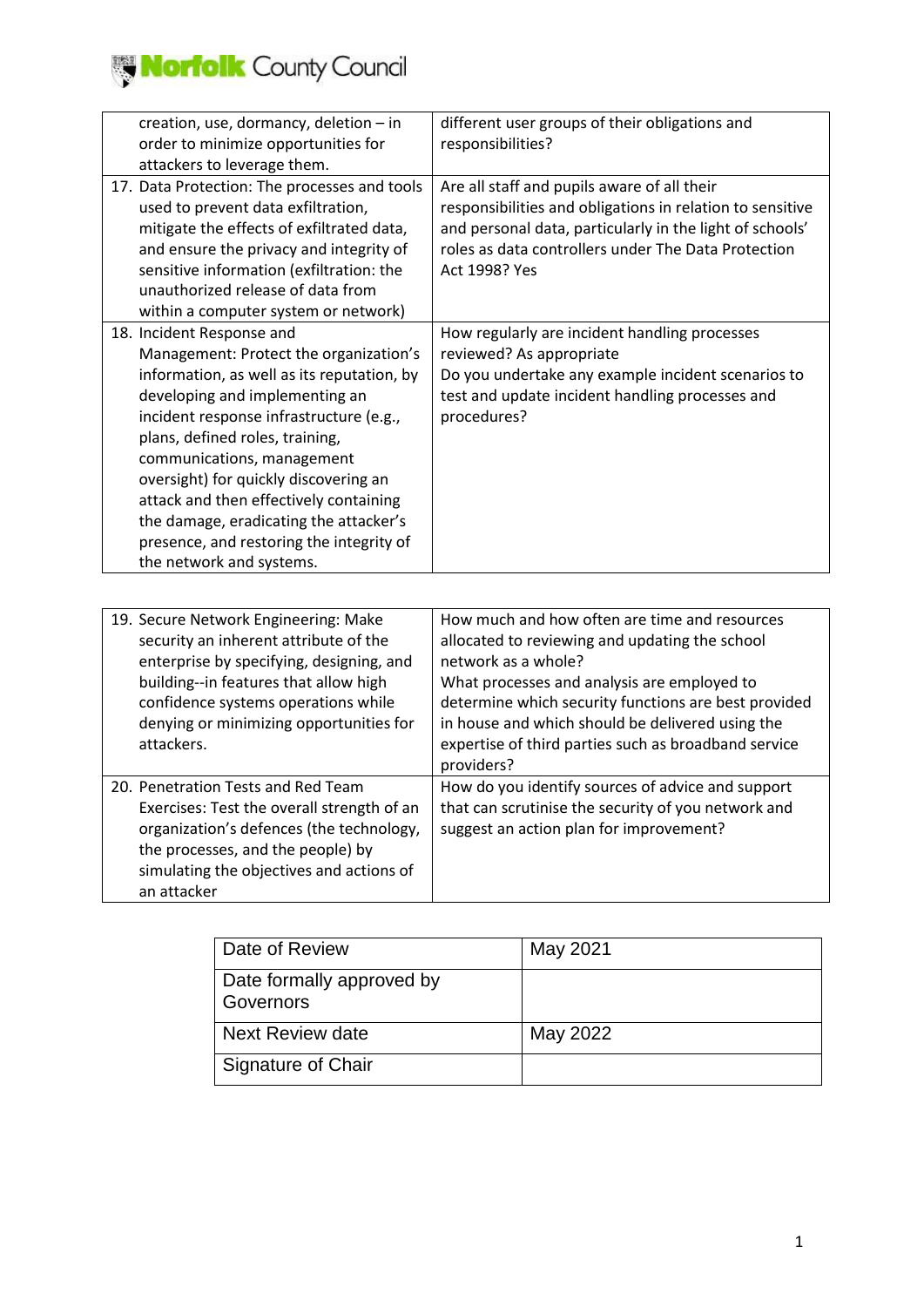| | |
|---|---|
| creation, use, dormancy, deletion – in order to minimize opportunities for attackers to leverage them. | different user groups of their obligations and responsibilities? |
| 17. Data Protection: The processes and tools used to prevent data exfiltration, mitigate the effects of exfiltrated data, and ensure the privacy and integrity of sensitive information (exfiltration: the unauthorized release of data from within a computer system or network) | Are all staff and pupils aware of all their responsibilities and obligations in relation to sensitive and personal data, particularly in the light of schools' roles as data controllers under The Data Protection Act 1998? Yes |
| 18. Incident Response and Management: Protect the organization's information, as well as its reputation, by developing and implementing an incident response infrastructure (e.g., plans, defined roles, training, communications, management oversight) for quickly discovering an attack and then effectively containing the damage, eradicating the attacker's presence, and restoring the integrity of the network and systems. | How regularly are incident handling processes reviewed? As appropriate<br>Do you undertake any example incident scenarios to test and update incident handling processes and procedures? |

| | |
|---|---|
| 19. Secure Network Engineering: Make security an inherent attribute of the enterprise by specifying, designing, and building--in features that allow high confidence systems operations while denying or minimizing opportunities for attackers. | How much and how often are time and resources allocated to reviewing and updating the school network as a whole?<br>What processes and analysis are employed to determine which security functions are best provided in house and which should be delivered using the expertise of third parties such as broadband service providers? |
| 20. Penetration Tests and Red Team Exercises: Test the overall strength of an organization's defences (the technology, the processes, and the people) by simulating the objectives and actions of an attacker | How do you identify sources of advice and support that can scrutinise the security of you network and suggest an action plan for improvement? |

| | |
|---|---|
| Date of Review | May 2021 |
| Date formally approved by Governors | |
| Next Review date | May 2022 |
| Signature of Chair | |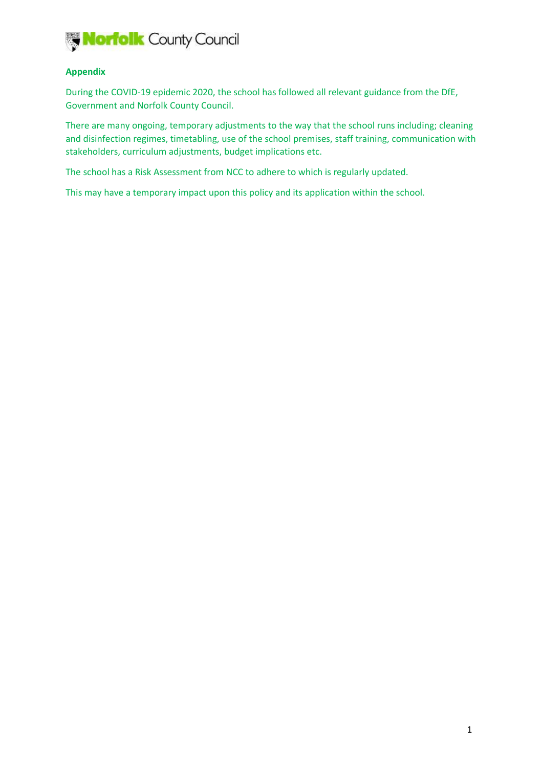## Appendix

During the COVID-19 epidemic 2020, the school has followed all relevant guidance from the DfE, Government and Norfolk County Council.

There are many ongoing, temporary adjustments to the way that the school runs including; cleaning and disinfection regimes, timetabling, use of the school premises, staff training, communication with stakeholders, curriculum adjustments, budget implications etc.

The school has a Risk Assessment from NCC to adhere to which is regularly updated.

This may have a temporary impact upon this policy and its application within the school.